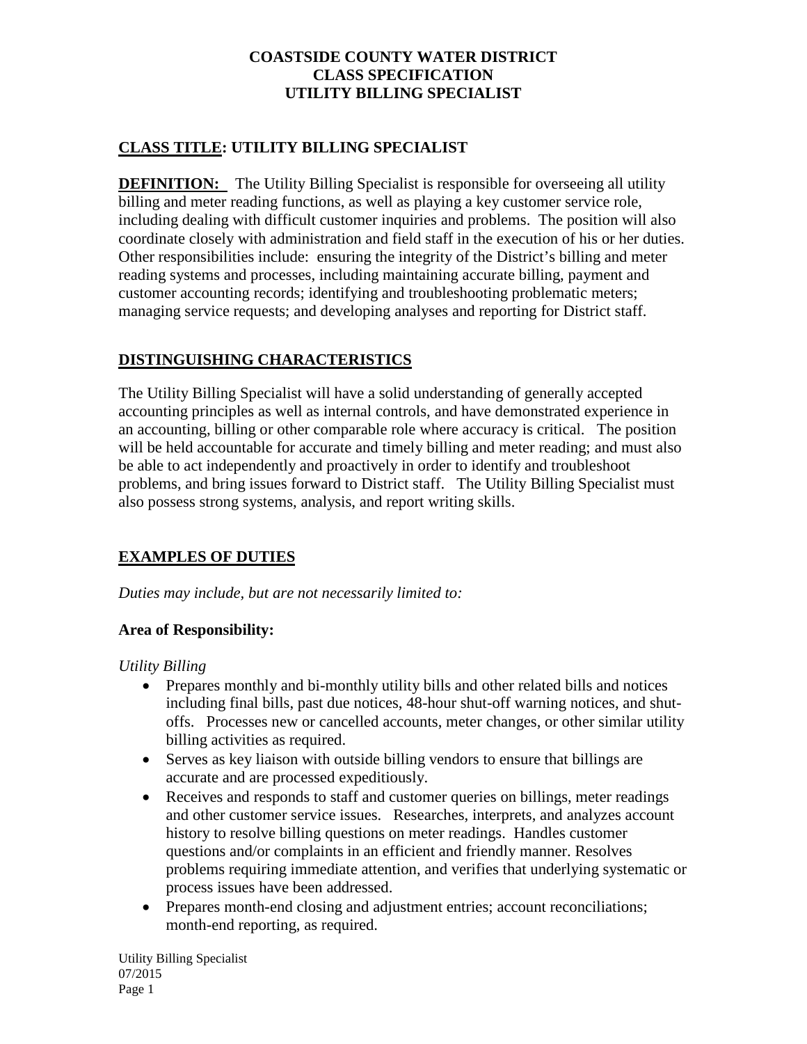# COASTSIDE COUNTY WATER DISTRICT
# CLASS SPECIFICATION
# UTILITY BILLING SPECIALIST

## CLASS TITLE: UTILITY BILLING SPECIALIST

**DEFINITION:** The Utility Billing Specialist is responsible for overseeing all utility billing and meter reading functions, as well as playing a key customer service role, including dealing with difficult customer inquiries and problems. The position will also coordinate closely with administration and field staff in the execution of his or her duties. Other responsibilities include: ensuring the integrity of the District's billing and meter reading systems and processes, including maintaining accurate billing, payment and customer accounting records; identifying and troubleshooting problematic meters; managing service requests; and developing analyses and reporting for District staff.

## DISTINGUISHING CHARACTERISTICS

The Utility Billing Specialist will have a solid understanding of generally accepted accounting principles as well as internal controls, and have demonstrated experience in an accounting, billing or other comparable role where accuracy is critical. The position will be held accountable for accurate and timely billing and meter reading; and must also be able to act independently and proactively in order to identify and troubleshoot problems, and bring issues forward to District staff. The Utility Billing Specialist must also possess strong systems, analysis, and report writing skills.

## EXAMPLES OF DUTIES

*Duties may include, but are not necessarily limited to:*

**Area of Responsibility:**

*Utility Billing*

- Prepares monthly and bi-monthly utility bills and other related bills and notices including final bills, past due notices, 48-hour shut-off warning notices, and shut-offs. Processes new or cancelled accounts, meter changes, or other similar utility billing activities as required.
- Serves as key liaison with outside billing vendors to ensure that billings are accurate and are processed expeditiously.
- Receives and responds to staff and customer queries on billings, meter readings and other customer service issues. Researches, interprets, and analyzes account history to resolve billing questions on meter readings. Handles customer questions and/or complaints in an efficient and friendly manner. Resolves problems requiring immediate attention, and verifies that underlying systematic or process issues have been addressed.
- Prepares month-end closing and adjustment entries; account reconciliations; month-end reporting, as required.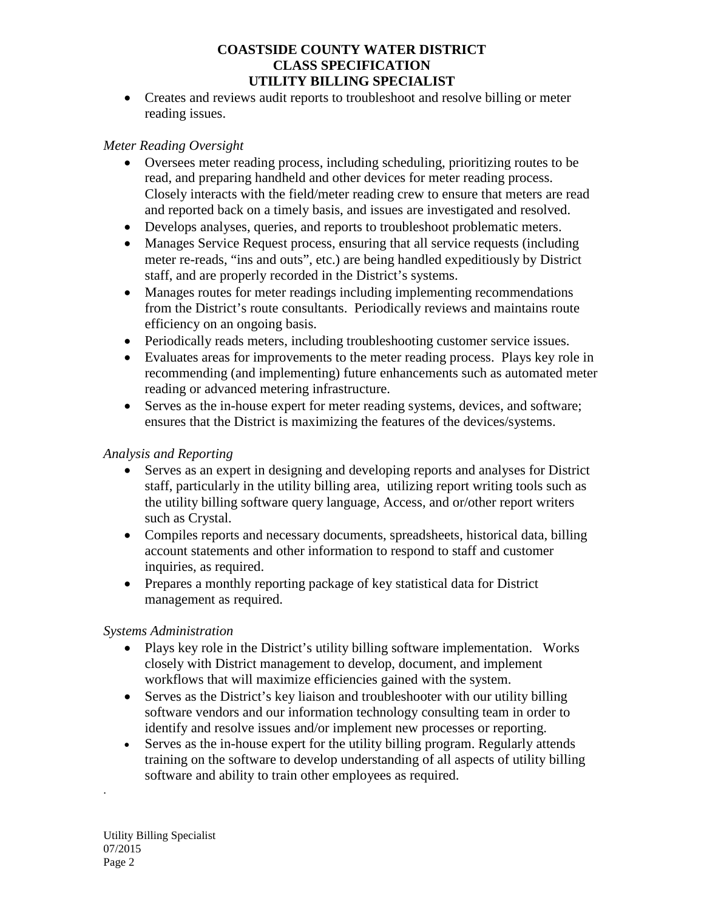- Creates and reviews audit reports to troubleshoot and resolve billing or meter reading issues.

*Meter Reading Oversight*

- Oversees meter reading process, including scheduling, prioritizing routes to be read, and preparing handheld and other devices for meter reading process. Closely interacts with the field/meter reading crew to ensure that meters are read and reported back on a timely basis, and issues are investigated and resolved.
- Develops analyses, queries, and reports to troubleshoot problematic meters.
- Manages Service Request process, ensuring that all service requests (including meter re-reads, "ins and outs", etc.) are being handled expeditiously by District staff, and are properly recorded in the District's systems.
- Manages routes for meter readings including implementing recommendations from the District's route consultants. Periodically reviews and maintains route efficiency on an ongoing basis.
- Periodically reads meters, including troubleshooting customer service issues.
- Evaluates areas for improvements to the meter reading process. Plays key role in recommending (and implementing) future enhancements such as automated meter reading or advanced metering infrastructure.
- Serves as the in-house expert for meter reading systems, devices, and software; ensures that the District is maximizing the features of the devices/systems.

*Analysis and Reporting*

- Serves as an expert in designing and developing reports and analyses for District staff, particularly in the utility billing area, utilizing report writing tools such as the utility billing software query language, Access, and or/other report writers such as Crystal.
- Compiles reports and necessary documents, spreadsheets, historical data, billing account statements and other information to respond to staff and customer inquiries, as required.
- Prepares a monthly reporting package of key statistical data for District management as required.

*Systems Administration*

- Plays key role in the District's utility billing software implementation. Works closely with District management to develop, document, and implement workflows that will maximize efficiencies gained with the system.
- Serves as the District's key liaison and troubleshooter with our utility billing software vendors and our information technology consulting team in order to identify and resolve issues and/or implement new processes or reporting.
- Serves as the in-house expert for the utility billing program. Regularly attends training on the software to develop understanding of all aspects of utility billing software and ability to train other employees as required.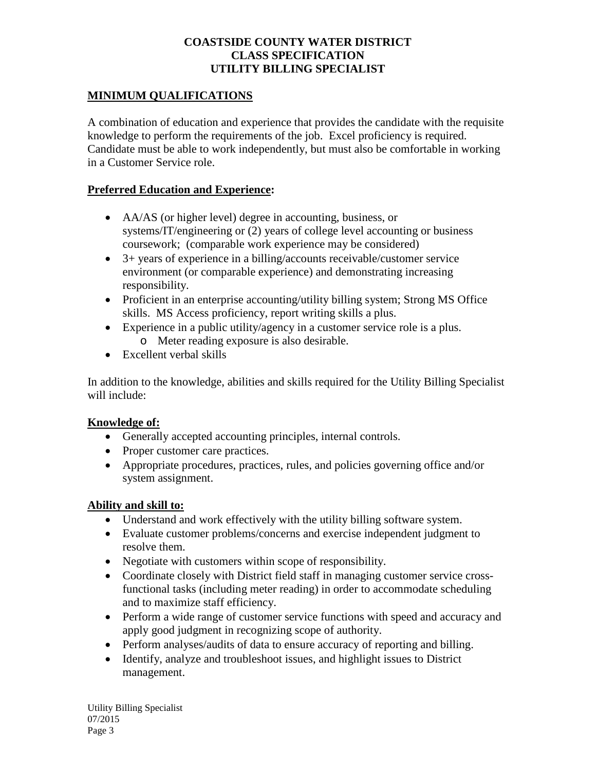**COASTSIDE COUNTY WATER DISTRICT**
**CLASS SPECIFICATION**
**UTILITY BILLING SPECIALIST**

## MINIMUM QUALIFICATIONS

A combination of education and experience that provides the candidate with the requisite knowledge to perform the requirements of the job. Excel proficiency is required. Candidate must be able to work independently, but must also be comfortable in working in a Customer Service role.

### Preferred Education and Experience:

- AA/AS (or higher level) degree in accounting, business, or systems/IT/engineering or (2) years of college level accounting or business coursework; (comparable work experience may be considered)
- 3+ years of experience in a billing/accounts receivable/customer service environment (or comparable experience) and demonstrating increasing responsibility.
- Proficient in an enterprise accounting/utility billing system; Strong MS Office skills. MS Access proficiency, report writing skills a plus.
- Experience in a public utility/agency in a customer service role is a plus.
  - Meter reading exposure is also desirable.
- Excellent verbal skills

In addition to the knowledge, abilities and skills required for the Utility Billing Specialist will include:

### Knowledge of:

- Generally accepted accounting principles, internal controls.
- Proper customer care practices.
- Appropriate procedures, practices, rules, and policies governing office and/or system assignment.

### Ability and skill to:

- Understand and work effectively with the utility billing software system.
- Evaluate customer problems/concerns and exercise independent judgment to resolve them.
- Negotiate with customers within scope of responsibility.
- Coordinate closely with District field staff in managing customer service cross-functional tasks (including meter reading) in order to accommodate scheduling and to maximize staff efficiency.
- Perform a wide range of customer service functions with speed and accuracy and apply good judgment in recognizing scope of authority.
- Perform analyses/audits of data to ensure accuracy of reporting and billing.
- Identify, analyze and troubleshoot issues, and highlight issues to District management.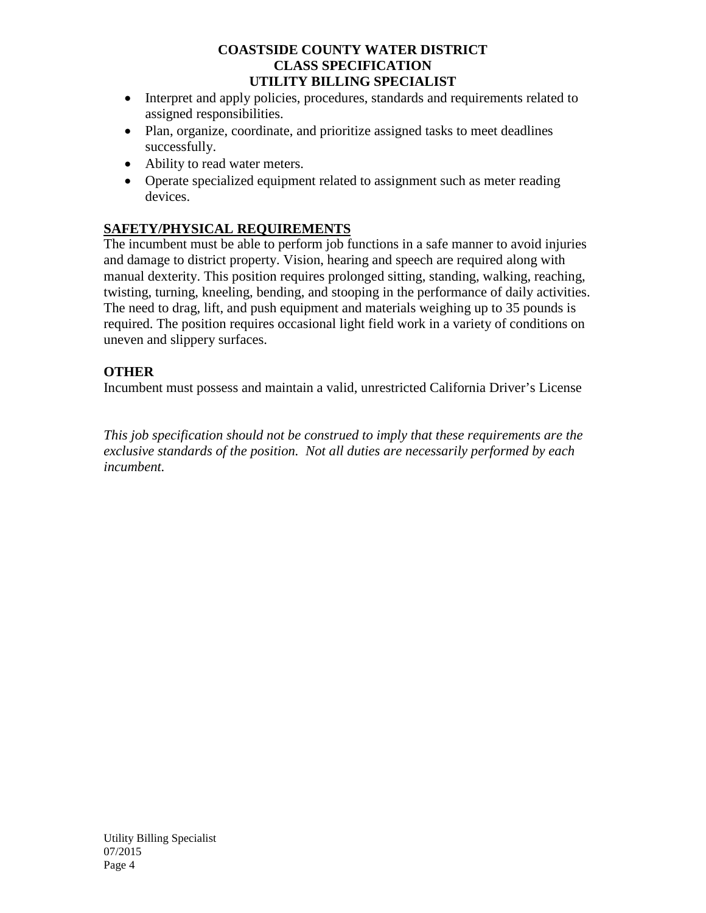- Interpret and apply policies, procedures, standards and requirements related to assigned responsibilities.
- Plan, organize, coordinate, and prioritize assigned tasks to meet deadlines successfully.
- Ability to read water meters.
- Operate specialized equipment related to assignment such as meter reading devices.

## SAFETY/PHYSICAL REQUIREMENTS

The incumbent must be able to perform job functions in a safe manner to avoid injuries and damage to district property. Vision, hearing and speech are required along with manual dexterity. This position requires prolonged sitting, standing, walking, reaching, twisting, turning, kneeling, bending, and stooping in the performance of daily activities. The need to drag, lift, and push equipment and materials weighing up to 35 pounds is required. The position requires occasional light field work in a variety of conditions on uneven and slippery surfaces.

## OTHER

Incumbent must possess and maintain a valid, unrestricted California Driver's License

*This job specification should not be construed to imply that these requirements are the exclusive standards of the position. Not all duties are necessarily performed by each incumbent.*